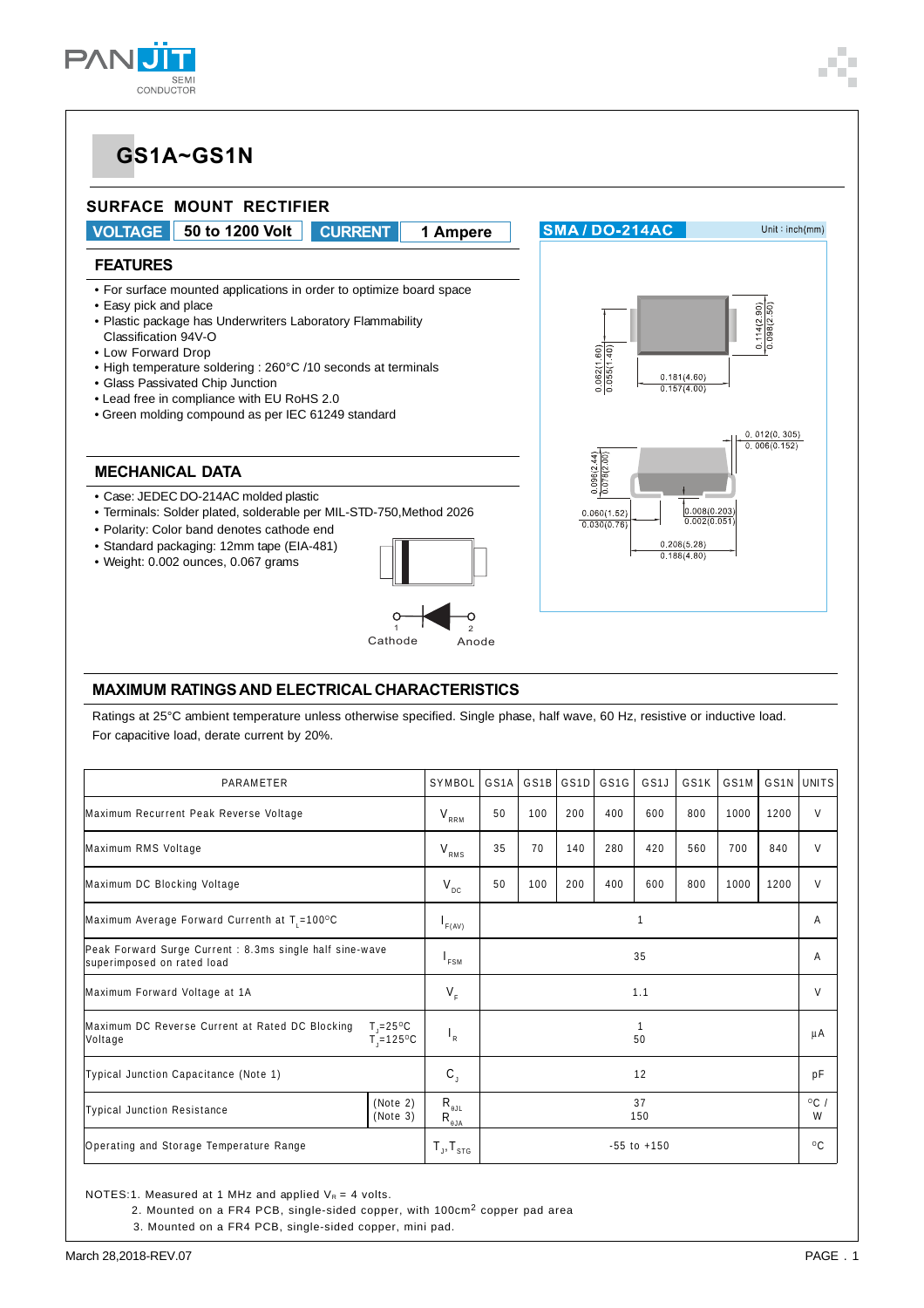# GS1A~GS1N

## SURFACE MOUNT RECTIFIER

**VOLTAGE** 50 to 1200 Volt **CURRENT** 1 Ampere

### FEATURES

- For surface mounted applications in order to optimize board space
- Easy pick and place
- Plastic package has Underwriters Laboratory Flammability Classification 94V-O
- Low Forward Drop
- High temperature soldering : 260°C /10 seconds at terminals
- Glass Passivated Chip Junction
- Lead free in compliance with EU RoHS 2.0
- Green molding compound as per IEC 61249 standard

### MECHANICAL DATA

- Case: JEDEC DO-214AC molded plastic
- Terminals: Solder plated, solderable per MIL-STD-750,Method 2026
- Polarity: Color band denotes cathode end
- Standard packaging: 12mm tape (EIA-481)
- Weight: 0.002 ounces, 0.067 grams

Cathode 1 — 2 Anode

**SMA / DO-214AC** Unit : inch(mm)

0.114(2.90) / 0.098(2.50); 0.062(1.60) / 0.055(1.40); 0.181(4.60) / 0.157(4.00); 0.012(0.305) / 0.006(0.152); 0.096(2.44) / 0.078(2.00); 0.060(1.52) / 0.030(0.76); 0.008(0.203) / 0.002(0.051); 0.208(5.28) / 0.188(4.80)

### MAXIMUM RATINGS AND ELECTRICAL CHARACTERISTICS

Ratings at 25°C ambient temperature unless otherwise specified. Single phase, half wave, 60 Hz, resistive or inductive load.
For capacitive load, derate current by 20%.

| PARAMETER | SYMBOL | GS1A | GS1B | GS1D | GS1G | GS1J | GS1K | GS1M | GS1N | UNITS |
|---|---|---|---|---|---|---|---|---|---|---|
| Maximum Recurrent Peak Reverse Voltage | $V_{RRM}$ | 50 | 100 | 200 | 400 | 600 | 800 | 1000 | 1200 | V |
| Maximum RMS Voltage | $V_{RMS}$ | 35 | 70 | 140 | 280 | 420 | 560 | 700 | 840 | V |
| Maximum DC Blocking Voltage | $V_{DC}$ | 50 | 100 | 200 | 400 | 600 | 800 | 1000 | 1200 | V |
| Maximum Average Forward Current at $T_L$=100°C | $I_{F(AV)}$ | 1 | | | | | | | | A |
| Peak Forward Surge Current : 8.3ms single half sine-wave superimposed on rated load | $I_{FSM}$ | 35 | | | | | | | | A |
| Maximum Forward Voltage at 1A | $V_F$ | 1.1 | | | | | | | | V |
| Maximum DC Reverse Current at Rated DC Blocking Voltage $T_J$=25°C / $T_J$=125°C | $I_R$ | 1 / 50 | | | | | | | | μA |
| Typical Junction Capacitance (Note 1) | $C_J$ | 12 | | | | | | | | pF |
| Typical Junction Resistance (Note 2) / (Note 3) | $R_{\theta JL}$ / $R_{\theta JA}$ | 37 / 150 | | | | | | | | °C / W |
| Operating and Storage Temperature Range | $T_J$, $T_{STG}$ | -55 to +150 | | | | | | | | °C |

NOTES:1. Measured at 1 MHz and applied $V_R$ = 4 volts.
2. Mounted on a FR4 PCB, single-sided copper, with 100cm$^2$ copper pad area
3. Mounted on a FR4 PCB, single-sided copper, mini pad.

March 28,2018-REV.07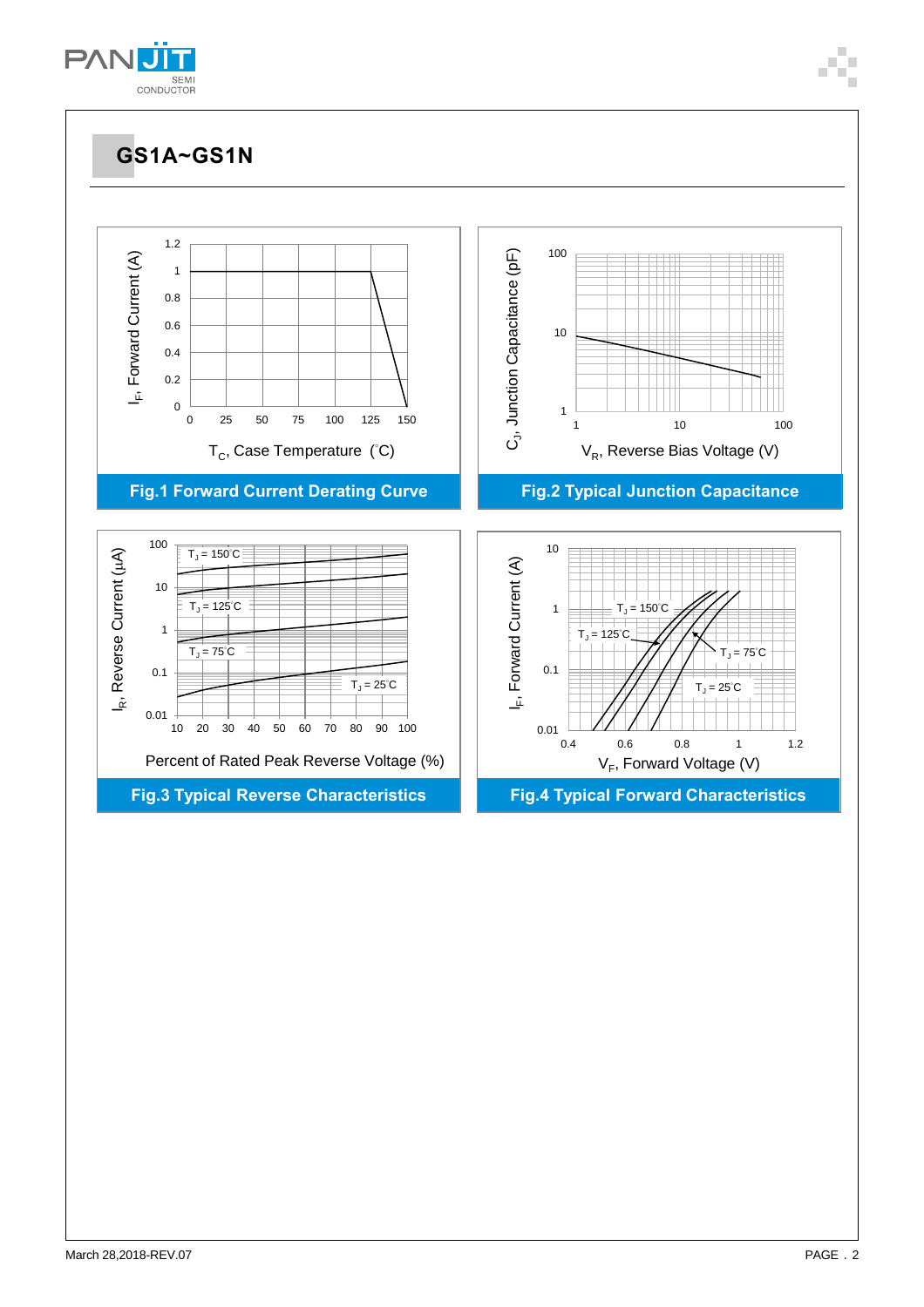# GS1A~GS1N

$I_F$, Forward Current (A)

1.2 1 0.8 0.6 0.4 0.2 0

0 25 50 75 100 125 150

$T_C$, Case Temperature (°C)

**Fig.1 Forward Current Derating Curve**

$C_J$, Junction Capacitance (pF)

100 10 1

1 10 100

$V_R$, Reverse Bias Voltage (V)

**Fig.2 Typical Junction Capacitance**

$I_R$, Reverse Current (μA)

100 10 1 0.1 0.01

$T_J$ = 150°C

$T_J$ = 125°C

$T_J$ = 75°C

$T_J$ = 25°C

10 20 30 40 50 60 70 80 90 100

Percent of Rated Peak Reverse Voltage (%)

**Fig.3 Typical Reverse Characteristics**

$I_F$, Forward Current (A)

10 1 0.1 0.01

$T_J$ = 150°C

$T_J$ = 125°C

$T_J$ = 75°C

$T_J$ = 25°C

0.4 0.6 0.8 1 1.2

$V_F$, Forward Voltage (V)

**Fig.4 Typical Forward Characteristics**

March 28,2018-REV.07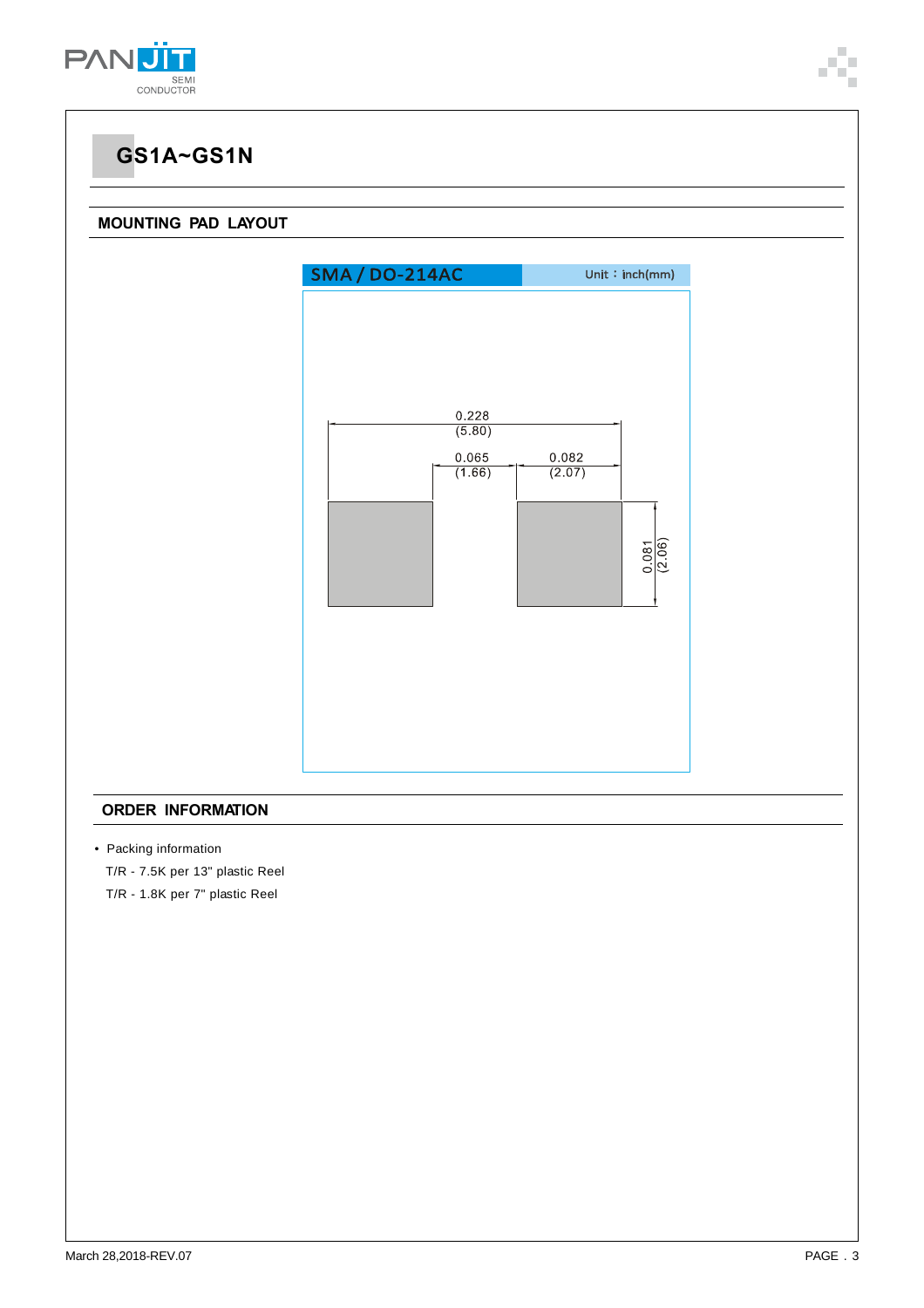# GS1A~GS1N

## MOUNTING PAD LAYOUT

SMA / DO-214AC

Unit：inch(mm)

0.228 (5.80)

0.065 (1.66)

0.082 (2.07)

0.081 (2.06)

## ORDER INFORMATION

- Packing information

T/R - 7.5K per 13" plastic Reel

T/R - 1.8K per 7" plastic Reel

March 28,2018-REV.07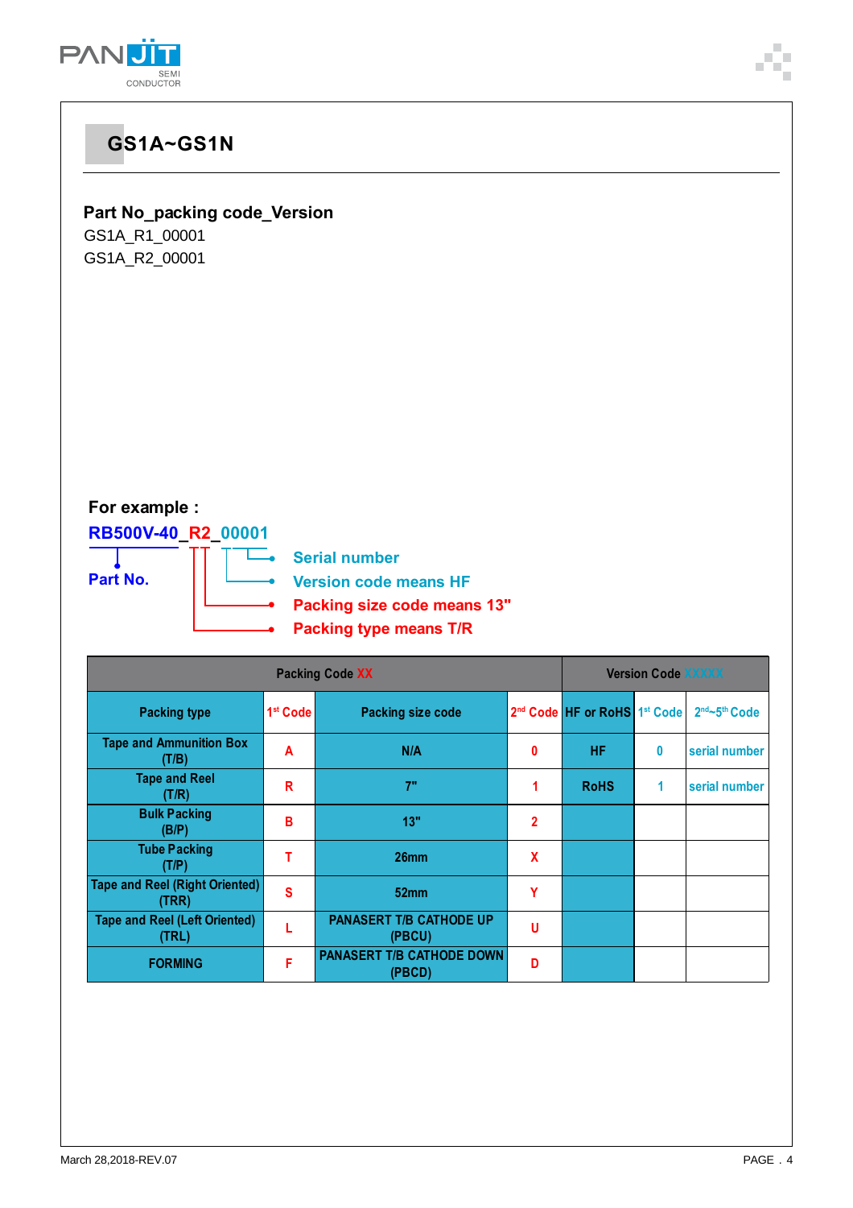# GS1A~GS1N

**Part No_packing code_Version**

GS1A_R1_00001
GS1A_R2_00001

**For example :**

**RB500V-40_R2_00001**

- **Part No.**: RB500V-40
- **Serial number**
- **Version code means HF**
- **Packing size code means 13"**
- **Packing type means T/R**

| Packing Code XX | | | | Version Code XXXXX | | |
|---|---|---|---|---|---|---|
| Packing type | 1st Code | Packing size code | 2nd Code | HF or RoHS | 1st Code | 2nd~5th Code |
| Tape and Ammunition Box (T/B) | A | N/A | 0 | HF | 0 | serial number |
| Tape and Reel (T/R) | R | 7" | 1 | RoHS | 1 | serial number |
| Bulk Packing (B/P) | B | 13" | 2 | | | |
| Tube Packing (T/P) | T | 26mm | X | | | |
| Tape and Reel (Right Oriented) (TRR) | S | 52mm | Y | | | |
| Tape and Reel (Left Oriented) (TRL) | L | PANASERT T/B CATHODE UP (PBCU) | U | | | |
| FORMING | F | PANASERT T/B CATHODE DOWN (PBCD) | D | | | |

March 28,2018-REV.07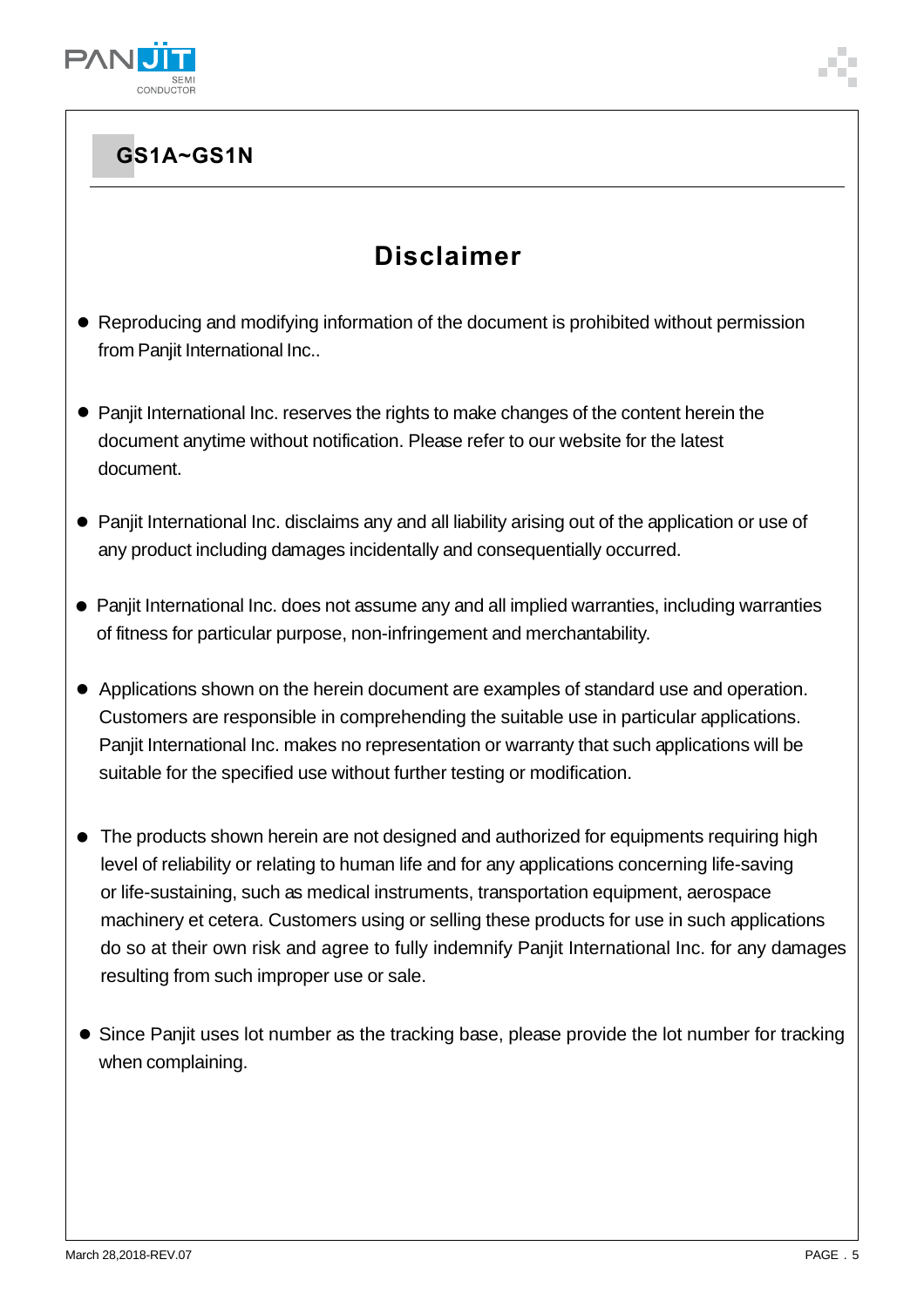## GS1A~GS1N

# Disclaimer

- Reproducing and modifying information of the document is prohibited without permission from Panjit International Inc..
- Panjit International Inc. reserves the rights to make changes of the content herein the document anytime without notification. Please refer to our website for the latest document.
- Panjit International Inc. disclaims any and all liability arising out of the application or use of any product including damages incidentally and consequentially occurred.
- Panjit International Inc. does not assume any and all implied warranties, including warranties of fitness for particular purpose, non-infringement and merchantability.
- Applications shown on the herein document are examples of standard use and operation. Customers are responsible in comprehending the suitable use in particular applications. Panjit International Inc. makes no representation or warranty that such applications will be suitable for the specified use without further testing or modification.
- The products shown herein are not designed and authorized for equipments requiring high level of reliability or relating to human life and for any applications concerning life-saving or life-sustaining, such as medical instruments, transportation equipment, aerospace machinery et cetera. Customers using or selling these products for use in such applications do so at their own risk and agree to fully indemnify Panjit International Inc. for any damages resulting from such improper use or sale.
- Since Panjit uses lot number as the tracking base, please provide the lot number for tracking when complaining.